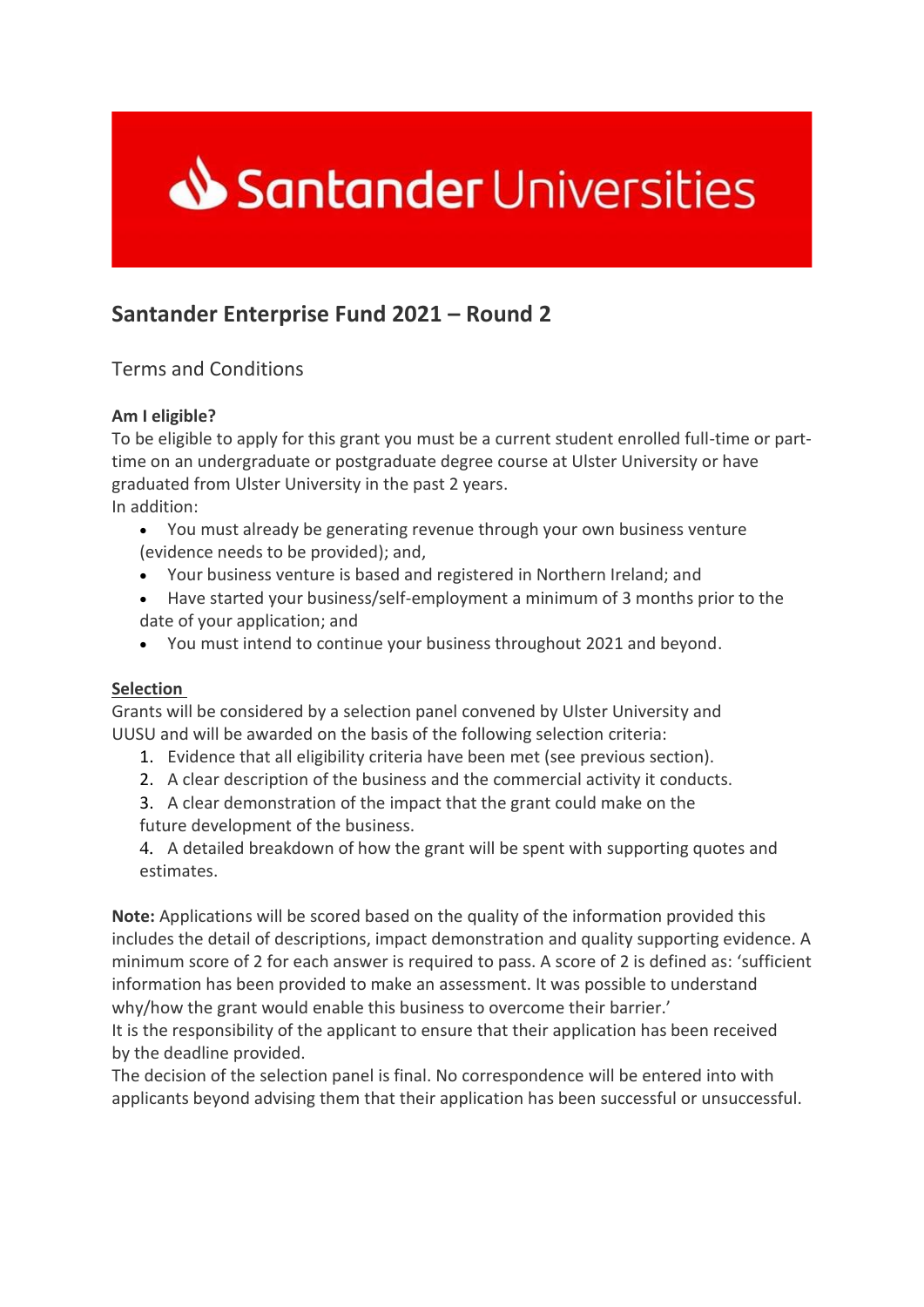Santander Universities

# Santander Enterprise Fund 2021 – Round 2

## Terms and Conditions

**Am I eligible?**

To be eligible to apply for this grant you must be a current student enrolled full-time or part-time on an undergraduate or postgraduate degree course at Ulster University or have graduated from Ulster University in the past 2 years.

In addition:

- You must already be generating revenue through your own business venture (evidence needs to be provided); and,
- Your business venture is based and registered in Northern Ireland; and
- Have started your business/self-employment a minimum of 3 months prior to the date of your application; and
- You must intend to continue your business throughout 2021 and beyond.

**Selection**

Grants will be considered by a selection panel convened by Ulster University and UUSU and will be awarded on the basis of the following selection criteria:

1. Evidence that all eligibility criteria have been met (see previous section).
2. A clear description of the business and the commercial activity it conducts.
3. A clear demonstration of the impact that the grant could make on the future development of the business.
4. A detailed breakdown of how the grant will be spent with supporting quotes and estimates.

**Note:** Applications will be scored based on the quality of the information provided this includes the detail of descriptions, impact demonstration and quality supporting evidence. A minimum score of 2 for each answer is required to pass. A score of 2 is defined as: 'sufficient information has been provided to make an assessment. It was possible to understand why/how the grant would enable this business to overcome their barrier.'

It is the responsibility of the applicant to ensure that their application has been received by the deadline provided.

The decision of the selection panel is final. No correspondence will be entered into with applicants beyond advising them that their application has been successful or unsuccessful.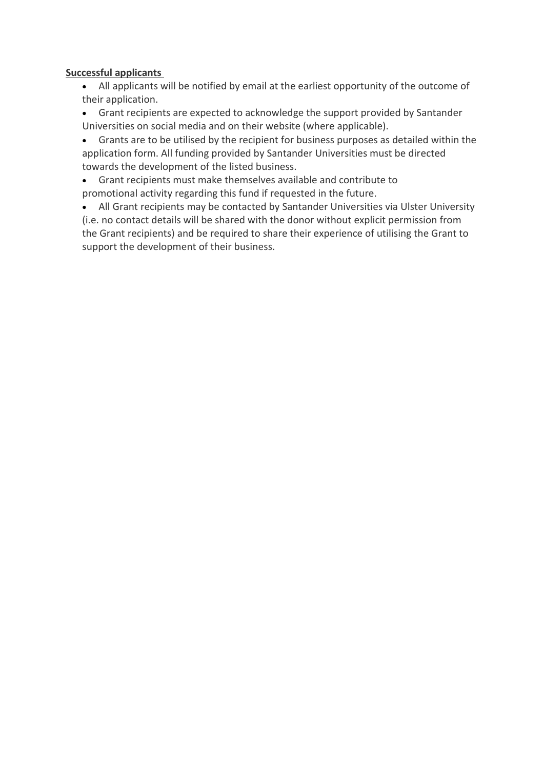**Successful applicants**

- All applicants will be notified by email at the earliest opportunity of the outcome of their application.
- Grant recipients are expected to acknowledge the support provided by Santander Universities on social media and on their website (where applicable).
- Grants are to be utilised by the recipient for business purposes as detailed within the application form. All funding provided by Santander Universities must be directed towards the development of the listed business.
- Grant recipients must make themselves available and contribute to promotional activity regarding this fund if requested in the future.
- All Grant recipients may be contacted by Santander Universities via Ulster University (i.e. no contact details will be shared with the donor without explicit permission from the Grant recipients) and be required to share their experience of utilising the Grant to support the development of their business.